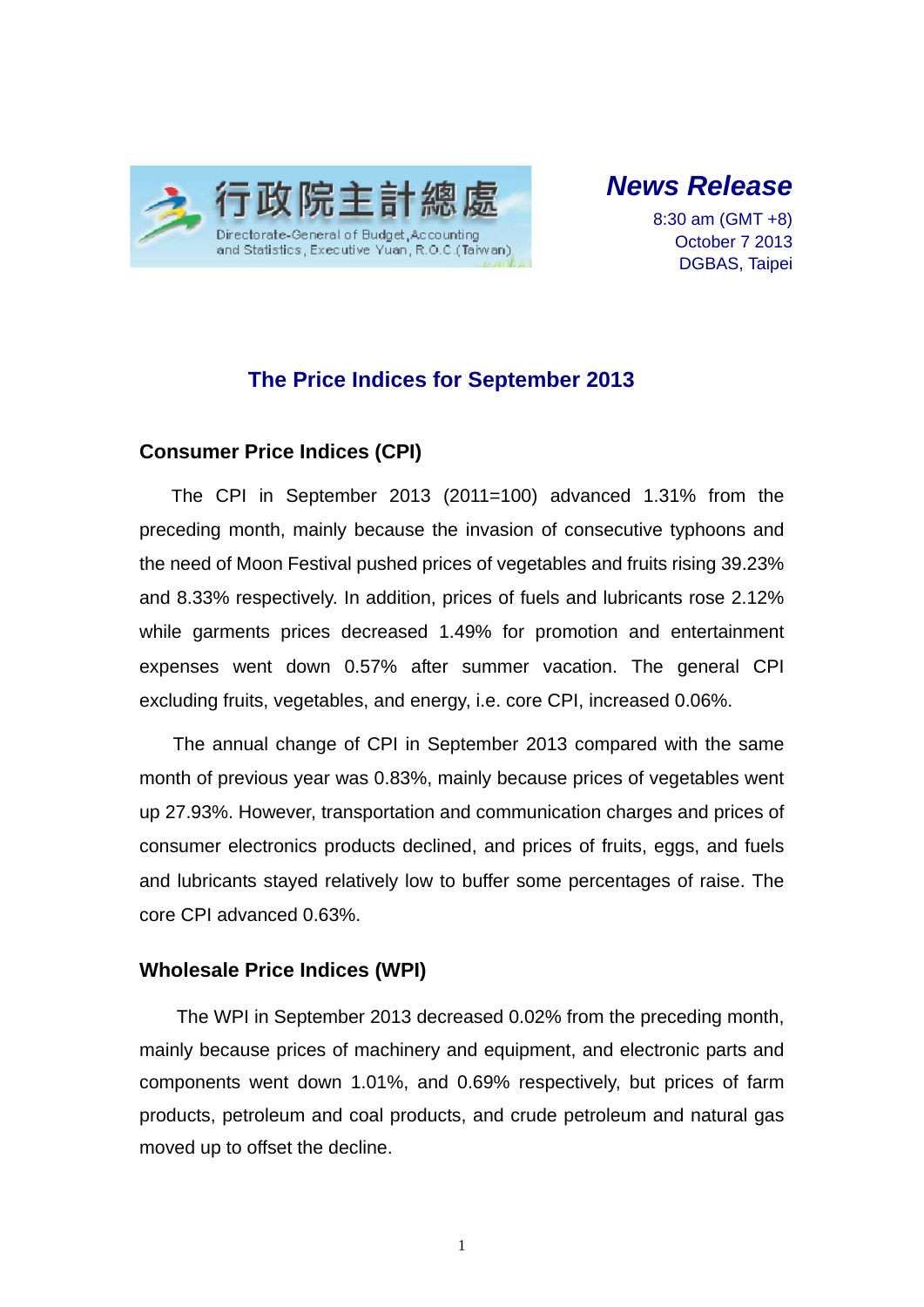行政院主計總處
Directorate-General of Budget, Accounting and Statistics, Executive Yuan, R.O.C. (Taiwan)

***News Release***

8:30 am (GMT +8)
October 7 2013
DGBAS, Taipei

# The Price Indices for September 2013

## Consumer Price Indices (CPI)

The CPI in September 2013 (2011=100) advanced 1.31% from the preceding month, mainly because the invasion of consecutive typhoons and the need of Moon Festival pushed prices of vegetables and fruits rising 39.23% and 8.33% respectively. In addition, prices of fuels and lubricants rose 2.12% while garments prices decreased 1.49% for promotion and entertainment expenses went down 0.57% after summer vacation. The general CPI excluding fruits, vegetables, and energy, i.e. core CPI, increased 0.06%.

The annual change of CPI in September 2013 compared with the same month of previous year was 0.83%, mainly because prices of vegetables went up 27.93%. However, transportation and communication charges and prices of consumer electronics products declined, and prices of fruits, eggs, and fuels and lubricants stayed relatively low to buffer some percentages of raise. The core CPI advanced 0.63%.

## Wholesale Price Indices (WPI)

The WPI in September 2013 decreased 0.02% from the preceding month, mainly because prices of machinery and equipment, and electronic parts and components went down 1.01%, and 0.69% respectively, but prices of farm products, petroleum and coal products, and crude petroleum and natural gas moved up to offset the decline.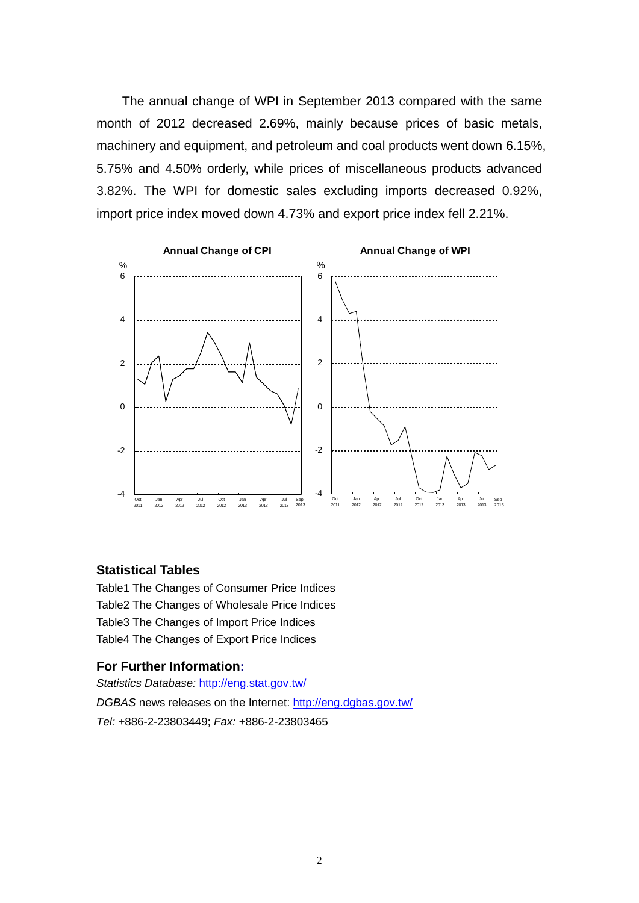The annual change of WPI in September 2013 compared with the same month of 2012 decreased 2.69%, mainly because prices of basic metals, machinery and equipment, and petroleum and coal products went down 6.15%, 5.75% and 4.50% orderly, while prices of miscellaneous products advanced 3.82%. The WPI for domestic sales excluding imports decreased 0.92%, import price index moved down 4.73% and export price index fell 2.21%.

**Annual Change of CPI**

**Annual Change of WPI**

## Statistical Tables

Table1 The Changes of Consumer Price Indices

Table2 The Changes of Wholesale Price Indices

Table3 The Changes of Import Price Indices

Table4 The Changes of Export Price Indices

## For Further Information:

*Statistics Database:* http://eng.stat.gov.tw/

*DGBAS* news releases on the Internet: http://eng.dgbas.gov.tw/

*Tel:* +886-2-23803449; *Fax:* +886-2-23803465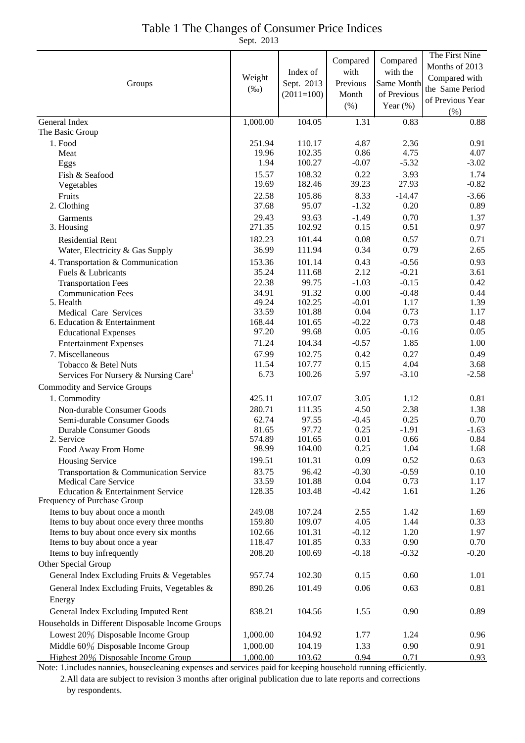# Table 1 The Changes of Consumer Price Indices

Sept. 2013

| Groups | Weight (‰) | Index of Sept. 2013 (2011=100) | Compared with Previous Month (%) | Compared with the Same Month of Previous Year (%) | The First Nine Months of 2013 Compared with the Same Period of Previous Year (%) |
|---|---|---|---|---|---|
| General Index | 1,000.00 | 104.05 | 1.31 | 0.83 | 0.88 |
| The Basic Group | | | | | |
| 1. Food | 251.94 | 110.17 | 4.87 | 2.36 | 0.91 |
| Meat | 19.96 | 102.35 | 0.86 | 4.75 | 4.07 |
| Eggs | 1.94 | 100.27 | -0.07 | -5.32 | -3.02 |
| Fish & Seafood | 15.57 | 108.32 | 0.22 | 3.93 | 1.74 |
| Vegetables | 19.69 | 182.46 | 39.23 | 27.93 | -0.82 |
| Fruits | 22.58 | 105.86 | 8.33 | -14.47 | -3.66 |
| 2. Clothing | 37.68 | 95.07 | -1.32 | 0.20 | 0.89 |
| Garments | 29.43 | 93.63 | -1.49 | 0.70 | 1.37 |
| 3. Housing | 271.35 | 102.92 | 0.15 | 0.51 | 0.97 |
| Residential Rent | 182.23 | 101.44 | 0.08 | 0.57 | 0.71 |
| Water, Electricity & Gas Supply | 36.99 | 111.94 | 0.34 | 0.79 | 2.65 |
| 4. Transportation & Communication | 153.36 | 101.14 | 0.43 | -0.56 | 0.93 |
| Fuels & Lubricants | 35.24 | 111.68 | 2.12 | -0.21 | 3.61 |
| Transportation Fees | 22.38 | 99.75 | -1.03 | -0.15 | 0.42 |
| Communication Fees | 34.91 | 91.32 | 0.00 | -0.48 | 0.44 |
| 5. Health | 49.24 | 102.25 | -0.01 | 1.17 | 1.39 |
| Medical Care Services | 33.59 | 101.88 | 0.04 | 0.73 | 1.17 |
| 6. Education & Entertainment | 168.44 | 101.65 | -0.22 | 0.73 | 0.48 |
| Educational Expenses | 97.20 | 99.68 | 0.05 | -0.16 | 0.05 |
| Entertainment Expenses | 71.24 | 104.34 | -0.57 | 1.85 | 1.00 |
| 7. Miscellaneous | 67.99 | 102.75 | 0.42 | 0.27 | 0.49 |
| Tobacco & Betel Nuts | 11.54 | 107.77 | 0.15 | 4.04 | 3.68 |
| Services For Nursery & Nursing Care[1] | 6.73 | 100.26 | 5.97 | -3.10 | -2.58 |
| Commodity and Service Groups | | | | | |
| 1. Commodity | 425.11 | 107.07 | 3.05 | 1.12 | 0.81 |
| Non-durable Consumer Goods | 280.71 | 111.35 | 4.50 | 2.38 | 1.38 |
| Semi-durable Consumer Goods | 62.74 | 97.55 | -0.45 | 0.25 | 0.70 |
| Durable Consumer Goods | 81.65 | 97.72 | 0.25 | -1.91 | -1.63 |
| 2. Service | 574.89 | 101.65 | 0.01 | 0.66 | 0.84 |
| Food Away From Home | 98.99 | 104.00 | 0.25 | 1.04 | 1.68 |
| Housing Service | 199.51 | 101.31 | 0.09 | 0.52 | 0.63 |
| Transportation & Communication Service | 83.75 | 96.42 | -0.30 | -0.59 | 0.10 |
| Medical Care Service | 33.59 | 101.88 | 0.04 | 0.73 | 1.17 |
| Education & Entertainment Service | 128.35 | 103.48 | -0.42 | 1.61 | 1.26 |
| Frequency of Purchase Group | | | | | |
| Items to buy about once a month | 249.08 | 107.24 | 2.55 | 1.42 | 1.69 |
| Items to buy about once every three months | 159.80 | 109.07 | 4.05 | 1.44 | 0.33 |
| Items to buy about once every six months | 102.66 | 101.31 | -0.12 | 1.20 | 1.97 |
| Items to buy about once a year | 118.47 | 101.85 | 0.33 | 0.90 | 0.70 |
| Items to buy infrequently | 208.20 | 100.69 | -0.18 | -0.32 | -0.20 |
| Other Special Group | | | | | |
| General Index Excluding Fruits & Vegetables | 957.74 | 102.30 | 0.15 | 0.60 | 1.01 |
| General Index Excluding Fruits, Vegetables & Energy | 890.26 | 101.49 | 0.06 | 0.63 | 0.81 |
| General Index Excluding Imputed Rent | 838.21 | 104.56 | 1.55 | 0.90 | 0.89 |
| Households in Different Disposable Income Groups | | | | | |
| Lowest 20％ Disposable Income Group | 1,000.00 | 104.92 | 1.77 | 1.24 | 0.96 |
| Middle 60％ Disposable Income Group | 1,000.00 | 104.19 | 1.33 | 0.90 | 0.91 |
| Highest 20％ Disposable Income Group | 1,000.00 | 103.62 | 0.94 | 0.71 | 0.93 |

Note: 1.includes nannies, housecleaning expenses and services paid for keeping household running efficiently.

2.All data are subject to revision 3 months after original publication due to late reports and corrections by respondents.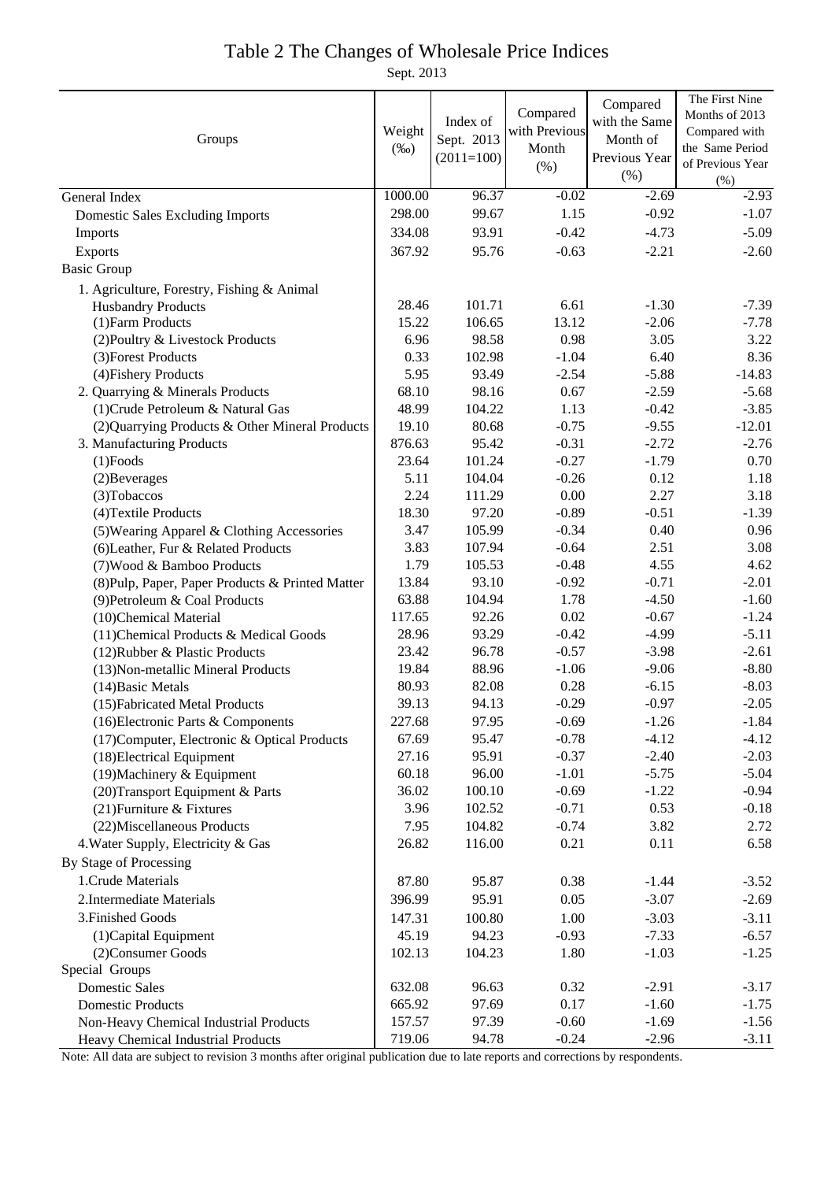# Table 2 The Changes of Wholesale Price Indices

Sept. 2013

| Groups | Weight (‰) | Index of Sept. 2013 (2011=100) | Compared with Previous Month (%) | Compared with the Same Month of Previous Year (%) | The First Nine Months of 2013 Compared with the Same Period of Previous Year (%) |
|---|---|---|---|---|---|
| General Index | 1000.00 | 96.37 | -0.02 | -2.69 | -2.93 |
| Domestic Sales Excluding Imports | 298.00 | 99.67 | 1.15 | -0.92 | -1.07 |
| Imports | 334.08 | 93.91 | -0.42 | -4.73 | -5.09 |
| Exports | 367.92 | 95.76 | -0.63 | -2.21 | -2.60 |
| Basic Group | | | | | |
| 1. Agriculture, Forestry, Fishing & Animal Husbandry Products | 28.46 | 101.71 | 6.61 | -1.30 | -7.39 |
| (1)Farm Products | 15.22 | 106.65 | 13.12 | -2.06 | -7.78 |
| (2)Poultry & Livestock Products | 6.96 | 98.58 | 0.98 | 3.05 | 3.22 |
| (3)Forest Products | 0.33 | 102.98 | -1.04 | 6.40 | 8.36 |
| (4)Fishery Products | 5.95 | 93.49 | -2.54 | -5.88 | -14.83 |
| 2. Quarrying & Minerals Products | 68.10 | 98.16 | 0.67 | -2.59 | -5.68 |
| (1)Crude Petroleum & Natural Gas | 48.99 | 104.22 | 1.13 | -0.42 | -3.85 |
| (2)Quarrying Products & Other Mineral Products | 19.10 | 80.68 | -0.75 | -9.55 | -12.01 |
| 3. Manufacturing Products | 876.63 | 95.42 | -0.31 | -2.72 | -2.76 |
| (1)Foods | 23.64 | 101.24 | -0.27 | -1.79 | 0.70 |
| (2)Beverages | 5.11 | 104.04 | -0.26 | 0.12 | 1.18 |
| (3)Tobaccos | 2.24 | 111.29 | 0.00 | 2.27 | 3.18 |
| (4)Textile Products | 18.30 | 97.20 | -0.89 | -0.51 | -1.39 |
| (5)Wearing Apparel & Clothing Accessories | 3.47 | 105.99 | -0.34 | 0.40 | 0.96 |
| (6)Leather, Fur & Related Products | 3.83 | 107.94 | -0.64 | 2.51 | 3.08 |
| (7)Wood & Bamboo Products | 1.79 | 105.53 | -0.48 | 4.55 | 4.62 |
| (8)Pulp, Paper, Paper Products & Printed Matter | 13.84 | 93.10 | -0.92 | -0.71 | -2.01 |
| (9)Petroleum & Coal Products | 63.88 | 104.94 | 1.78 | -4.50 | -1.60 |
| (10)Chemical Material | 117.65 | 92.26 | 0.02 | -0.67 | -1.24 |
| (11)Chemical Products & Medical Goods | 28.96 | 93.29 | -0.42 | -4.99 | -5.11 |
| (12)Rubber & Plastic Products | 23.42 | 96.78 | -0.57 | -3.98 | -2.61 |
| (13)Non-metallic Mineral Products | 19.84 | 88.96 | -1.06 | -9.06 | -8.80 |
| (14)Basic Metals | 80.93 | 82.08 | 0.28 | -6.15 | -8.03 |
| (15)Fabricated Metal Products | 39.13 | 94.13 | -0.29 | -0.97 | -2.05 |
| (16)Electronic Parts & Components | 227.68 | 97.95 | -0.69 | -1.26 | -1.84 |
| (17)Computer, Electronic & Optical Products | 67.69 | 95.47 | -0.78 | -4.12 | -4.12 |
| (18)Electrical Equipment | 27.16 | 95.91 | -0.37 | -2.40 | -2.03 |
| (19)Machinery & Equipment | 60.18 | 96.00 | -1.01 | -5.75 | -5.04 |
| (20)Transport Equipment & Parts | 36.02 | 100.10 | -0.69 | -1.22 | -0.94 |
| (21)Furniture & Fixtures | 3.96 | 102.52 | -0.71 | 0.53 | -0.18 |
| (22)Miscellaneous Products | 7.95 | 104.82 | -0.74 | 3.82 | 2.72 |
| 4.Water Supply, Electricity & Gas | 26.82 | 116.00 | 0.21 | 0.11 | 6.58 |
| By Stage of Processing | | | | | |
| 1.Crude Materials | 87.80 | 95.87 | 0.38 | -1.44 | -3.52 |
| 2.Intermediate Materials | 396.99 | 95.91 | 0.05 | -3.07 | -2.69 |
| 3.Finished Goods | 147.31 | 100.80 | 1.00 | -3.03 | -3.11 |
| (1)Capital Equipment | 45.19 | 94.23 | -0.93 | -7.33 | -6.57 |
| (2)Consumer Goods | 102.13 | 104.23 | 1.80 | -1.03 | -1.25 |
| Special Groups | | | | | |
| Domestic Sales | 632.08 | 96.63 | 0.32 | -2.91 | -3.17 |
| Domestic Products | 665.92 | 97.69 | 0.17 | -1.60 | -1.75 |
| Non-Heavy Chemical Industrial Products | 157.57 | 97.39 | -0.60 | -1.69 | -1.56 |
| Heavy Chemical Industrial Products | 719.06 | 94.78 | -0.24 | -2.96 | -3.11 |

Note: All data are subject to revision 3 months after original publication due to late reports and corrections by respondents.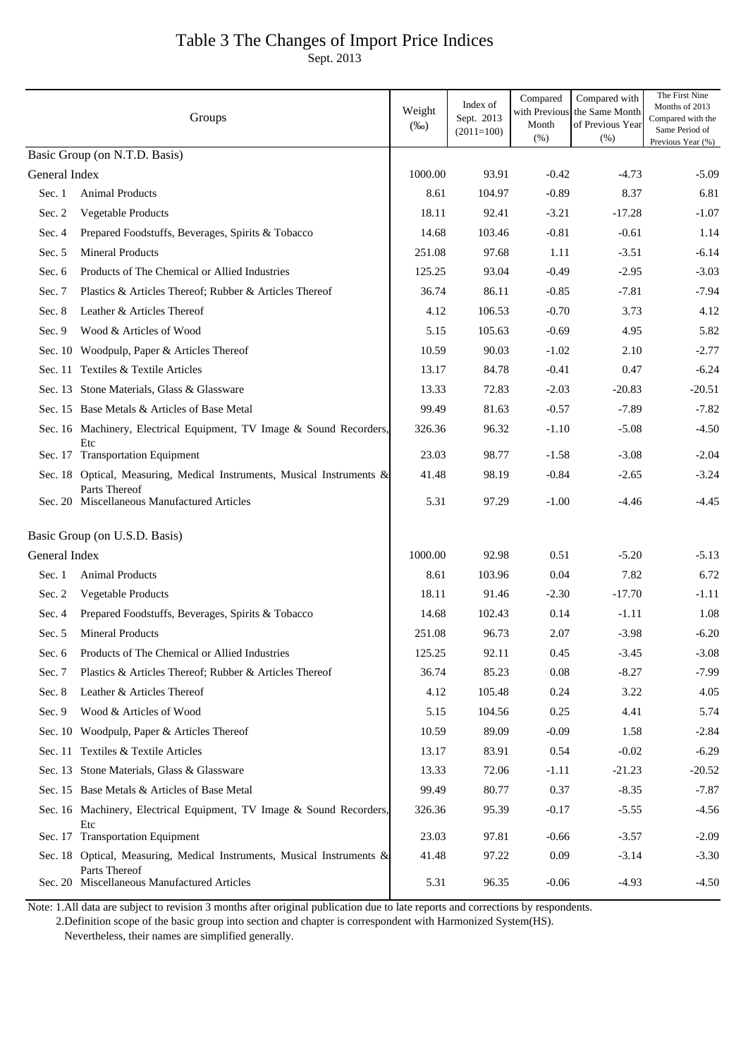# Table 3 The Changes of Import Price Indices

Sept. 2013

| Groups | | Weight (‰) | Index of Sept. 2013 (2011=100) | Compared with Previous Month (%) | Compared with the Same Month of Previous Year (%) | The First Nine Months of 2013 Compared with the Same Period of Previous Year (%) |
|---|---|---|---|---|---|---|
| Basic Group (on N.T.D. Basis) | | | | | | |
| General Index | | 1000.00 | 93.91 | -0.42 | -4.73 | -5.09 |
| Sec. 1 | Animal Products | 8.61 | 104.97 | -0.89 | 8.37 | 6.81 |
| Sec. 2 | Vegetable Products | 18.11 | 92.41 | -3.21 | -17.28 | -1.07 |
| Sec. 4 | Prepared Foodstuffs, Beverages, Spirits & Tobacco | 14.68 | 103.46 | -0.81 | -0.61 | 1.14 |
| Sec. 5 | Mineral Products | 251.08 | 97.68 | 1.11 | -3.51 | -6.14 |
| Sec. 6 | Products of The Chemical or Allied Industries | 125.25 | 93.04 | -0.49 | -2.95 | -3.03 |
| Sec. 7 | Plastics & Articles Thereof; Rubber & Articles Thereof | 36.74 | 86.11 | -0.85 | -7.81 | -7.94 |
| Sec. 8 | Leather & Articles Thereof | 4.12 | 106.53 | -0.70 | 3.73 | 4.12 |
| Sec. 9 | Wood & Articles of Wood | 5.15 | 105.63 | -0.69 | 4.95 | 5.82 |
| Sec. 10 | Woodpulp, Paper & Articles Thereof | 10.59 | 90.03 | -1.02 | 2.10 | -2.77 |
| Sec. 11 | Textiles & Textile Articles | 13.17 | 84.78 | -0.41 | 0.47 | -6.24 |
| Sec. 13 | Stone Materials, Glass & Glassware | 13.33 | 72.83 | -2.03 | -20.83 | -20.51 |
| Sec. 15 | Base Metals & Articles of Base Metal | 99.49 | 81.63 | -0.57 | -7.89 | -7.82 |
| Sec. 16 | Machinery, Electrical Equipment, TV Image & Sound Recorders, Etc | 326.36 | 96.32 | -1.10 | -5.08 | -4.50 |
| Sec. 17 | Transportation Equipment | 23.03 | 98.77 | -1.58 | -3.08 | -2.04 |
| Sec. 18 | Optical, Measuring, Medical Instruments, Musical Instruments & Parts Thereof | 41.48 | 98.19 | -0.84 | -2.65 | -3.24 |
| Sec. 20 | Miscellaneous Manufactured Articles | 5.31 | 97.29 | -1.00 | -4.46 | -4.45 |
| Basic Group (on U.S.D. Basis) | | | | | | |
| General Index | | 1000.00 | 92.98 | 0.51 | -5.20 | -5.13 |
| Sec. 1 | Animal Products | 8.61 | 103.96 | 0.04 | 7.82 | 6.72 |
| Sec. 2 | Vegetable Products | 18.11 | 91.46 | -2.30 | -17.70 | -1.11 |
| Sec. 4 | Prepared Foodstuffs, Beverages, Spirits & Tobacco | 14.68 | 102.43 | 0.14 | -1.11 | 1.08 |
| Sec. 5 | Mineral Products | 251.08 | 96.73 | 2.07 | -3.98 | -6.20 |
| Sec. 6 | Products of The Chemical or Allied Industries | 125.25 | 92.11 | 0.45 | -3.45 | -3.08 |
| Sec. 7 | Plastics & Articles Thereof; Rubber & Articles Thereof | 36.74 | 85.23 | 0.08 | -8.27 | -7.99 |
| Sec. 8 | Leather & Articles Thereof | 4.12 | 105.48 | 0.24 | 3.22 | 4.05 |
| Sec. 9 | Wood & Articles of Wood | 5.15 | 104.56 | 0.25 | 4.41 | 5.74 |
| Sec. 10 | Woodpulp, Paper & Articles Thereof | 10.59 | 89.09 | -0.09 | 1.58 | -2.84 |
| Sec. 11 | Textiles & Textile Articles | 13.17 | 83.91 | 0.54 | -0.02 | -6.29 |
| Sec. 13 | Stone Materials, Glass & Glassware | 13.33 | 72.06 | -1.11 | -21.23 | -20.52 |
| Sec. 15 | Base Metals & Articles of Base Metal | 99.49 | 80.77 | 0.37 | -8.35 | -7.87 |
| Sec. 16 | Machinery, Electrical Equipment, TV Image & Sound Recorders, Etc | 326.36 | 95.39 | -0.17 | -5.55 | -4.56 |
| Sec. 17 | Transportation Equipment | 23.03 | 97.81 | -0.66 | -3.57 | -2.09 |
| Sec. 18 | Optical, Measuring, Medical Instruments, Musical Instruments & Parts Thereof | 41.48 | 97.22 | 0.09 | -3.14 | -3.30 |
| Sec. 20 | Miscellaneous Manufactured Articles | 5.31 | 96.35 | -0.06 | -4.93 | -4.50 |

Note: 1.All data are subject to revision 3 months after original publication due to late reports and corrections by respondents.
2.Definition scope of the basic group into section and chapter is correspondent with Harmonized System(HS).
Nevertheless, their names are simplified generally.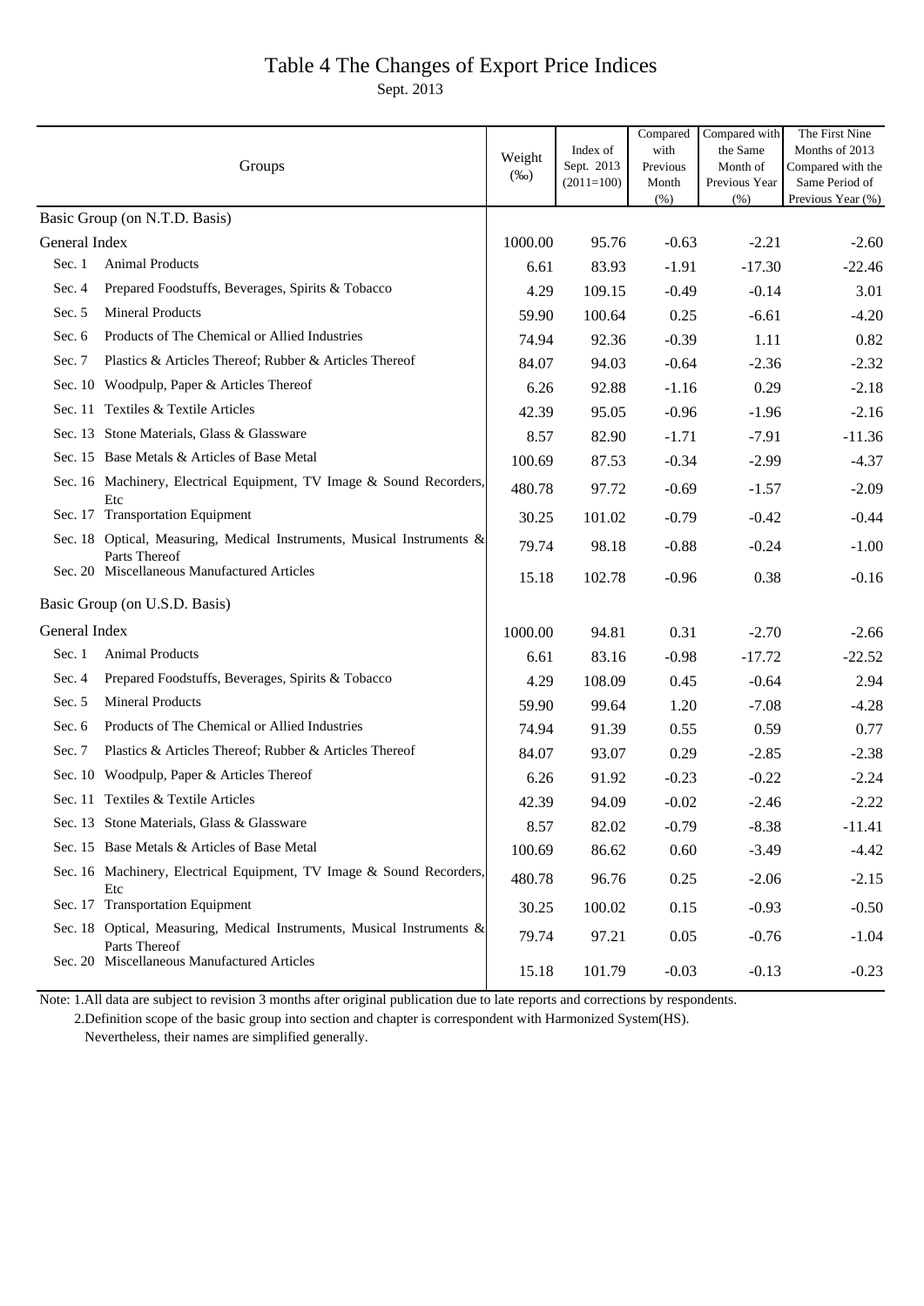# Table 4 The Changes of Export Price Indices

Sept. 2013

| Groups | | Weight (‰) | Index of Sept. 2013 (2011=100) | Compared with Previous Month (%) | Compared with the Same Month of Previous Year (%) | The First Nine Months of 2013 Compared with the Same Period of Previous Year (%) |
|---|---|---|---|---|---|---|
| Basic Group (on N.T.D. Basis) | | | | | | |
| General Index | | 1000.00 | 95.76 | -0.63 | -2.21 | -2.60 |
| Sec. 1 | Animal Products | 6.61 | 83.93 | -1.91 | -17.30 | -22.46 |
| Sec. 4 | Prepared Foodstuffs, Beverages, Spirits & Tobacco | 4.29 | 109.15 | -0.49 | -0.14 | 3.01 |
| Sec. 5 | Mineral Products | 59.90 | 100.64 | 0.25 | -6.61 | -4.20 |
| Sec. 6 | Products of The Chemical or Allied Industries | 74.94 | 92.36 | -0.39 | 1.11 | 0.82 |
| Sec. 7 | Plastics & Articles Thereof; Rubber & Articles Thereof | 84.07 | 94.03 | -0.64 | -2.36 | -2.32 |
| Sec. 10 | Woodpulp, Paper & Articles Thereof | 6.26 | 92.88 | -1.16 | 0.29 | -2.18 |
| Sec. 11 | Textiles & Textile Articles | 42.39 | 95.05 | -0.96 | -1.96 | -2.16 |
| Sec. 13 | Stone Materials, Glass & Glassware | 8.57 | 82.90 | -1.71 | -7.91 | -11.36 |
| Sec. 15 | Base Metals & Articles of Base Metal | 100.69 | 87.53 | -0.34 | -2.99 | -4.37 |
| Sec. 16 | Machinery, Electrical Equipment, TV Image & Sound Recorders, Etc | 480.78 | 97.72 | -0.69 | -1.57 | -2.09 |
| Sec. 17 | Transportation Equipment | 30.25 | 101.02 | -0.79 | -0.42 | -0.44 |
| Sec. 18 | Optical, Measuring, Medical Instruments, Musical Instruments & Parts Thereof | 79.74 | 98.18 | -0.88 | -0.24 | -1.00 |
| Sec. 20 | Miscellaneous Manufactured Articles | 15.18 | 102.78 | -0.96 | 0.38 | -0.16 |
| Basic Group (on U.S.D. Basis) | | | | | | |
| General Index | | 1000.00 | 94.81 | 0.31 | -2.70 | -2.66 |
| Sec. 1 | Animal Products | 6.61 | 83.16 | -0.98 | -17.72 | -22.52 |
| Sec. 4 | Prepared Foodstuffs, Beverages, Spirits & Tobacco | 4.29 | 108.09 | 0.45 | -0.64 | 2.94 |
| Sec. 5 | Mineral Products | 59.90 | 99.64 | 1.20 | -7.08 | -4.28 |
| Sec. 6 | Products of The Chemical or Allied Industries | 74.94 | 91.39 | 0.55 | 0.59 | 0.77 |
| Sec. 7 | Plastics & Articles Thereof; Rubber & Articles Thereof | 84.07 | 93.07 | 0.29 | -2.85 | -2.38 |
| Sec. 10 | Woodpulp, Paper & Articles Thereof | 6.26 | 91.92 | -0.23 | -0.22 | -2.24 |
| Sec. 11 | Textiles & Textile Articles | 42.39 | 94.09 | -0.02 | -2.46 | -2.22 |
| Sec. 13 | Stone Materials, Glass & Glassware | 8.57 | 82.02 | -0.79 | -8.38 | -11.41 |
| Sec. 15 | Base Metals & Articles of Base Metal | 100.69 | 86.62 | 0.60 | -3.49 | -4.42 |
| Sec. 16 | Machinery, Electrical Equipment, TV Image & Sound Recorders, Etc | 480.78 | 96.76 | 0.25 | -2.06 | -2.15 |
| Sec. 17 | Transportation Equipment | 30.25 | 100.02 | 0.15 | -0.93 | -0.50 |
| Sec. 18 | Optical, Measuring, Medical Instruments, Musical Instruments & Parts Thereof | 79.74 | 97.21 | 0.05 | -0.76 | -1.04 |
| Sec. 20 | Miscellaneous Manufactured Articles | 15.18 | 101.79 | -0.03 | -0.13 | -0.23 |

Note: 1.All data are subject to revision 3 months after original publication due to late reports and corrections by respondents.

2.Definition scope of the basic group into section and chapter is correspondent with Harmonized System(HS). Nevertheless, their names are simplified generally.